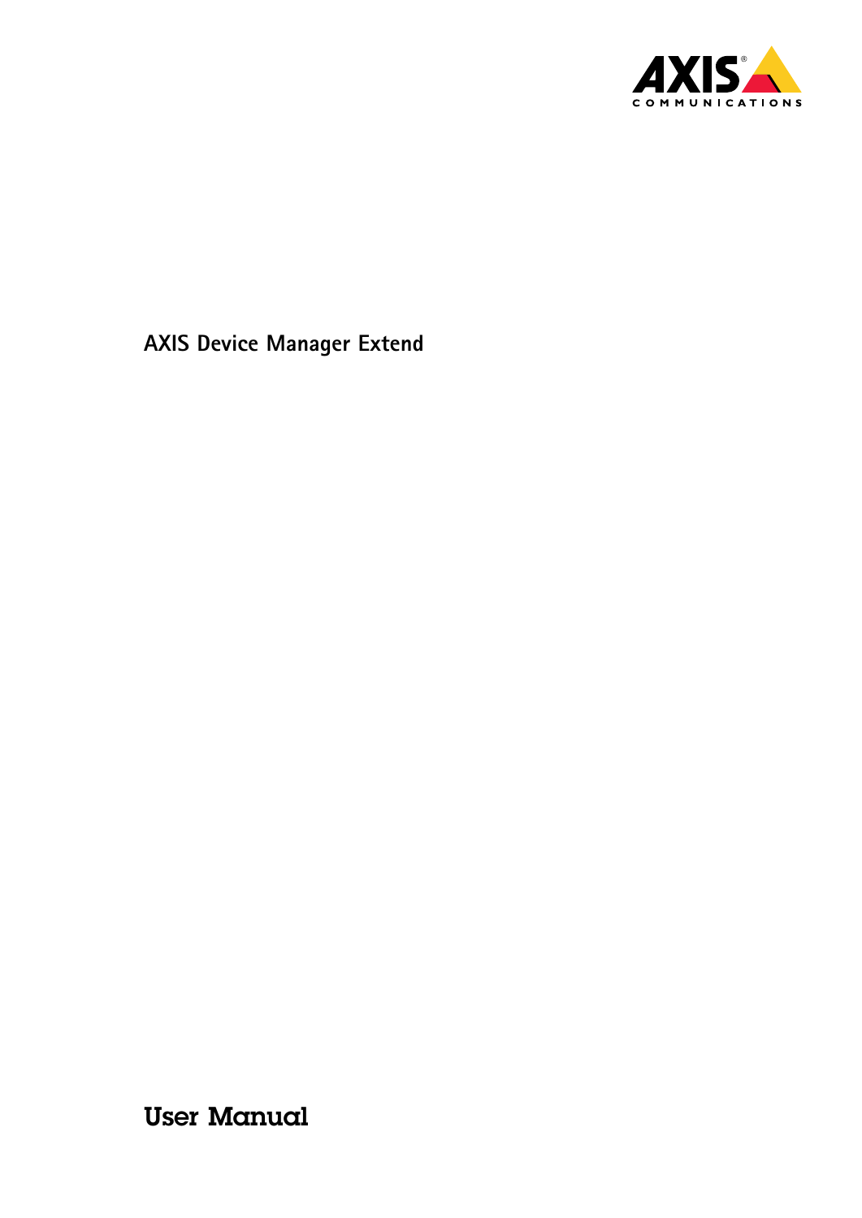# AXIS Device Manager Extend

## User Manual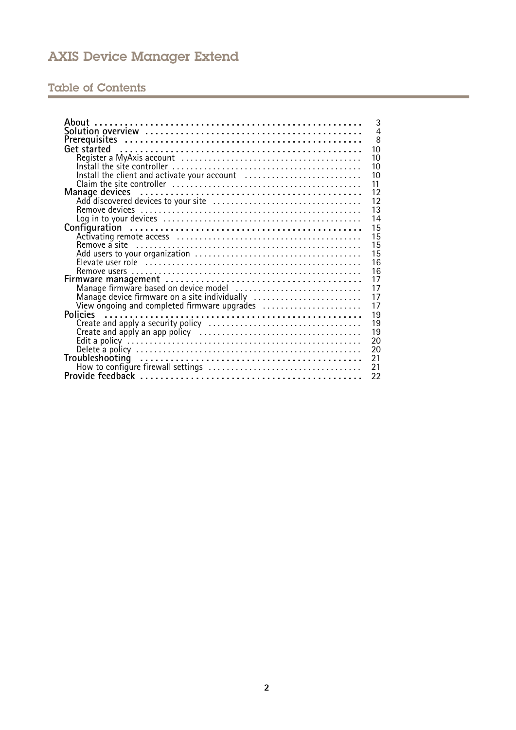## Table of Contents

- **About** ... 3
- **Solution overview** ... 4
- **Prerequisites** ... 8
- **Get started** ... 10
  - Register a MyAxis account ... 10
  - Install the site controller ... 10
  - Install the client and activate your account ... 10
  - Claim the site controller ... 11
- **Manage devices** ... 12
  - Add discovered devices to your site ... 12
  - Remove devices ... 13
  - Log in to your devices ... 14
- **Configuration** ... 15
  - Activating remote access ... 15
  - Remove a site ... 15
  - Add users to your organization ... 15
  - Elevate user role ... 16
  - Remove users ... 16
- **Firmware management** ... 17
  - Manage firmware based on device model ... 17
  - Manage device firmware on a site individually ... 17
  - View ongoing and completed firmware upgrades ... 17
- **Policies** ... 19
  - Create and apply a security policy ... 19
  - Create and apply an app policy ... 19
  - Edit a policy ... 20
  - Delete a policy ... 20
- **Troubleshooting** ... 21
  - How to configure firewall settings ... 21
- **Provide feedback** ... 22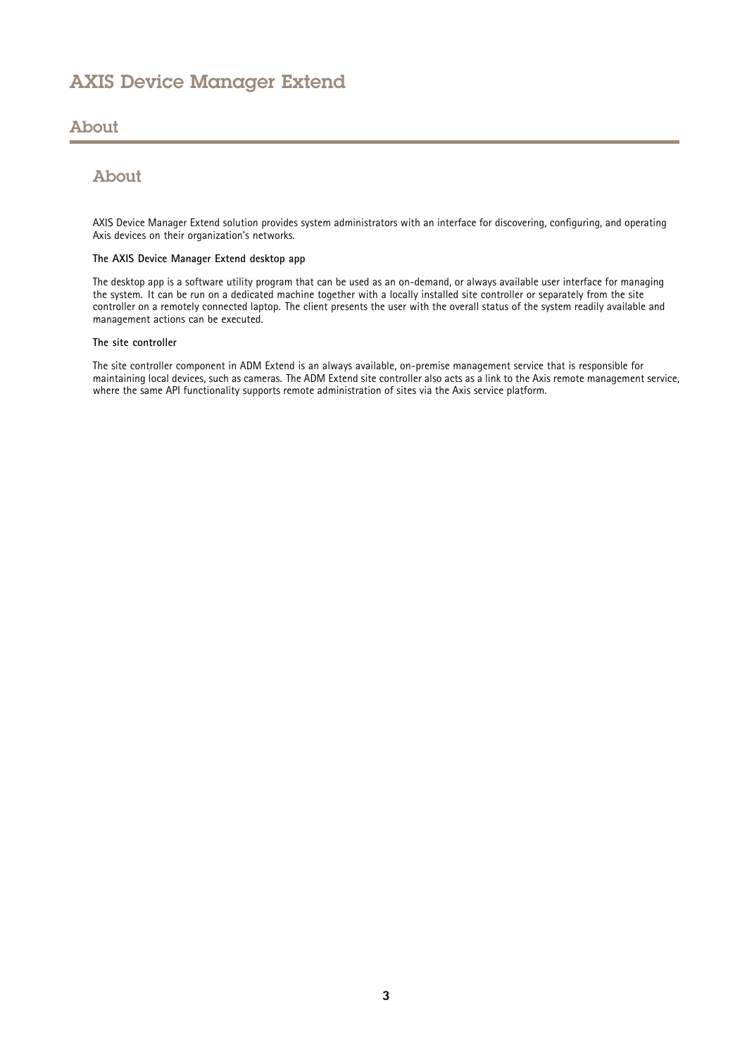## About

### About

AXIS Device Manager Extend solution provides system administrators with an interface for discovering, configuring, and operating Axis devices on their organization's networks.

**The AXIS Device Manager Extend desktop app**

The desktop app is a software utility program that can be used as an on-demand, or always available user interface for managing the system. It can be run on a dedicated machine together with a locally installed site controller or separately from the site controller on a remotely connected laptop. The client presents the user with the overall status of the system readily available and management actions can be executed.

**The site controller**

The site controller component in ADM Extend is an always available, on-premise management service that is responsible for maintaining local devices, such as cameras. The ADM Extend site controller also acts as a link to the Axis remote management service, where the same API functionality supports remote administration of sites via the Axis service platform.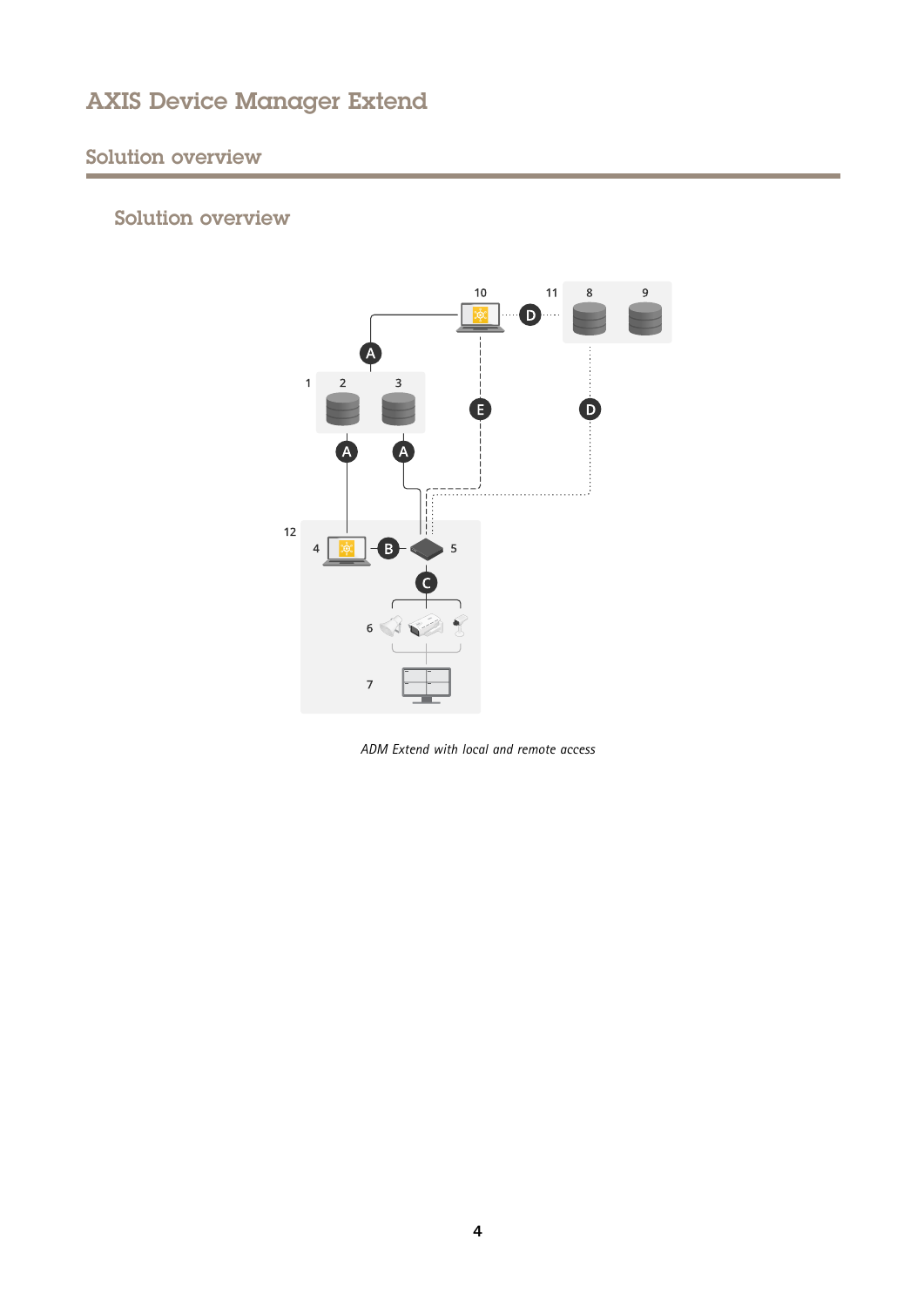## Solution overview

### Solution overview

*ADM Extend with local and remote access*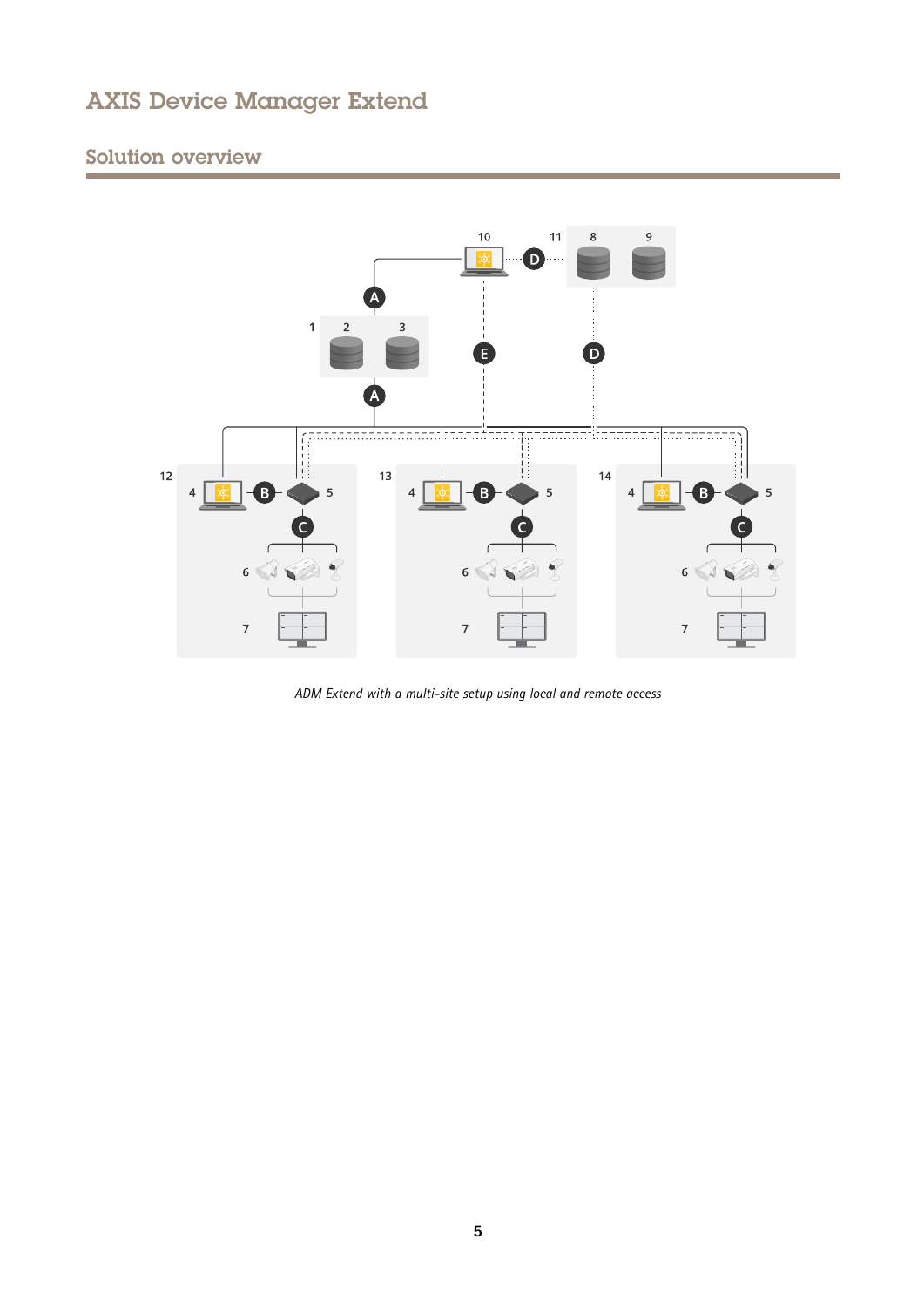# AXIS Device Manager Extend

## Solution overview

*ADM Extend with a multi-site setup using local and remote access*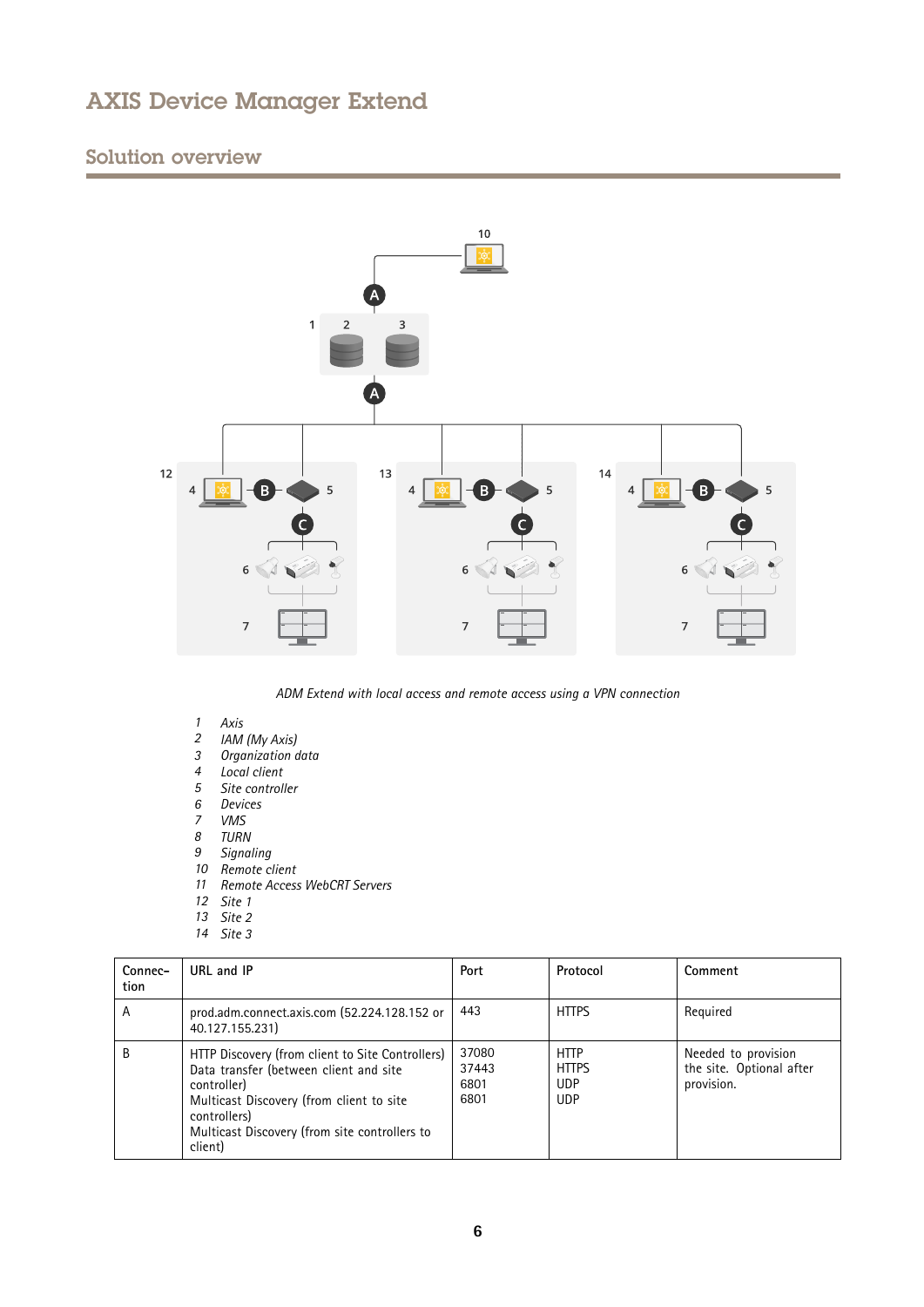# AXIS Device Manager Extend

## Solution overview

*ADM Extend with local access and remote access using a VPN connection*

1. *Axis*
2. *IAM (My Axis)*
3. *Organization data*
4. *Local client*
5. *Site controller*
6. *Devices*
7. *VMS*
8. *TURN*
9. *Signaling*
10. *Remote client*
11. *Remote Access WebCRT Servers*
12. *Site 1*
13. *Site 2*
14. *Site 3*

| Connection | URL and IP | Port | Protocol | Comment |
|---|---|---|---|---|
| A | prod.adm.connect.axis.com (52.224.128.152 or 40.127.155.231) | 443 | HTTPS | Required |
| B | HTTP Discovery (from client to Site Controllers)<br>Data transfer (between client and site controller)<br>Multicast Discovery (from client to site controllers)<br>Multicast Discovery (from site controllers to client) | 37080<br>37443<br>6801<br>6801 | HTTP<br>HTTPS<br>UDP<br>UDP | Needed to provision the site. Optional after provision. |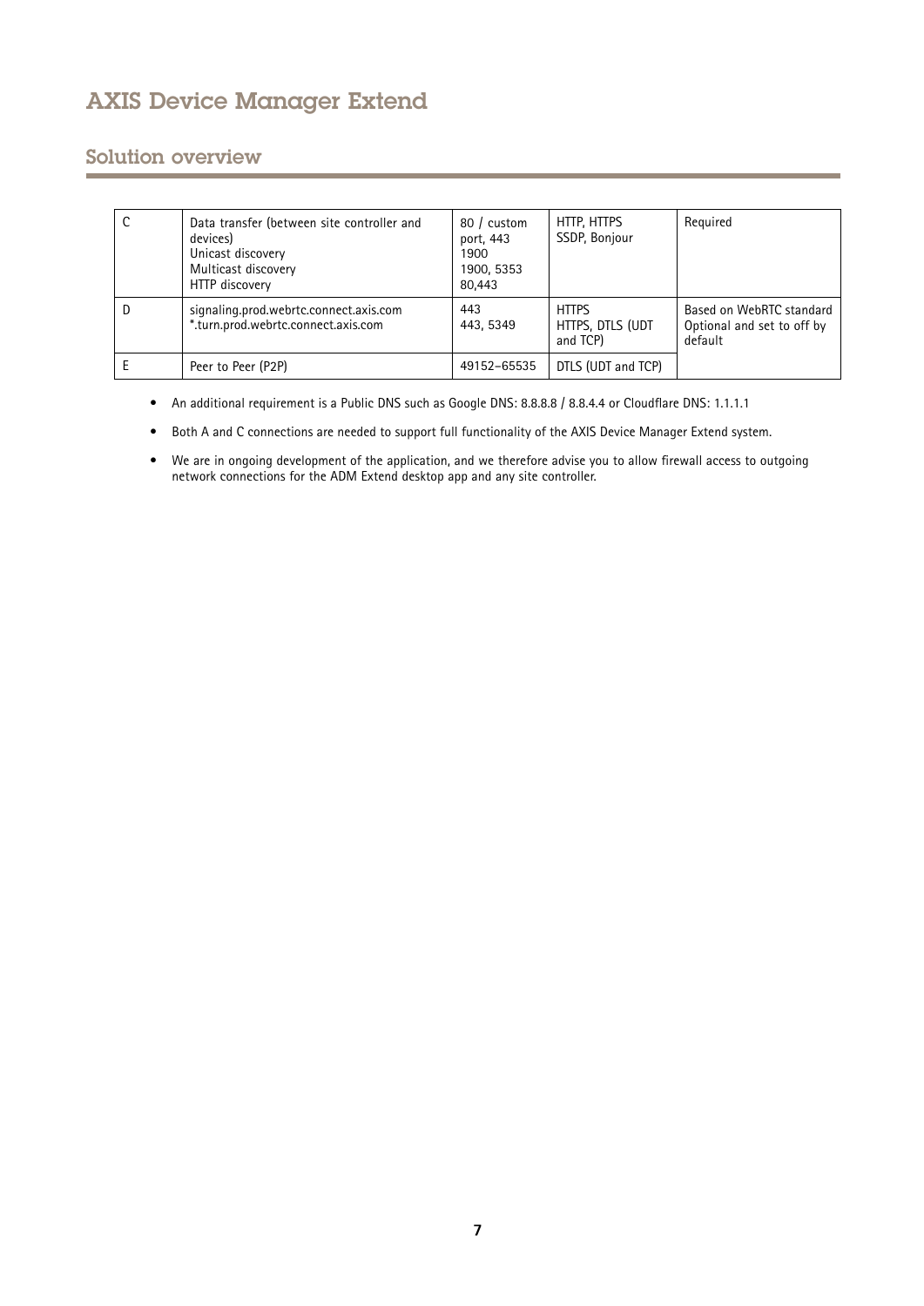# AXIS Device Manager Extend

## Solution overview

| | | | | |
|---|---|---|---|---|
| C | Data transfer (between site controller and devices)<br>Unicast discovery<br>Multicast discovery<br>HTTP discovery | 80 / custom port, 443<br>1900<br>1900, 5353<br>80,443 | HTTP, HTTPS<br>SSDP, Bonjour | Required |
| D | signaling.prod.webrtc.connect.axis.com<br>*.turn.prod.webrtc.connect.axis.com | 443<br>443, 5349 | HTTPS<br>HTTPS, DTLS (UDT and TCP) | Based on WebRTC standard<br>Optional and set to off by default |
| E | Peer to Peer (P2P) | 49152–65535 | DTLS (UDT and TCP) | |

- An additional requirement is a Public DNS such as Google DNS: 8.8.8.8 / 8.8.4.4 or Cloudflare DNS: 1.1.1.1
- Both A and C connections are needed to support full functionality of the AXIS Device Manager Extend system.
- We are in ongoing development of the application, and we therefore advise you to allow firewall access to outgoing network connections for the ADM Extend desktop app and any site controller.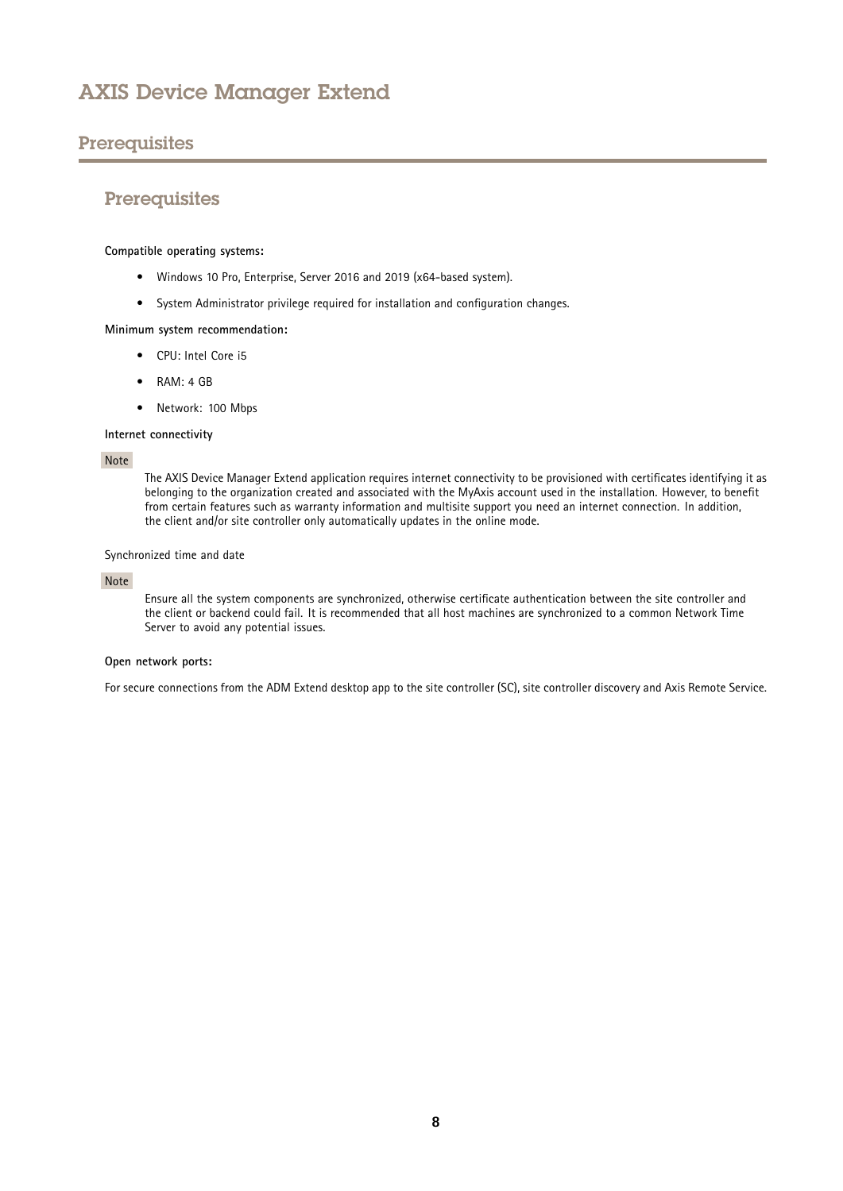## Prerequisites

### Prerequisites

**Compatible operating systems:**

- Windows 10 Pro, Enterprise, Server 2016 and 2019 (x64-based system).
- System Administrator privilege required for installation and configuration changes.

**Minimum system recommendation:**

- CPU: Intel Core i5
- RAM: 4 GB
- Network: 100 Mbps

**Internet connectivity**

Note

The AXIS Device Manager Extend application requires internet connectivity to be provisioned with certificates identifying it as belonging to the organization created and associated with the MyAxis account used in the installation. However, to benefit from certain features such as warranty information and multisite support you need an internet connection. In addition, the client and/or site controller only automatically updates in the online mode.

Synchronized time and date

Note

Ensure all the system components are synchronized, otherwise certificate authentication between the site controller and the client or backend could fail. It is recommended that all host machines are synchronized to a common Network Time Server to avoid any potential issues.

**Open network ports:**

For secure connections from the ADM Extend desktop app to the site controller (SC), site controller discovery and Axis Remote Service.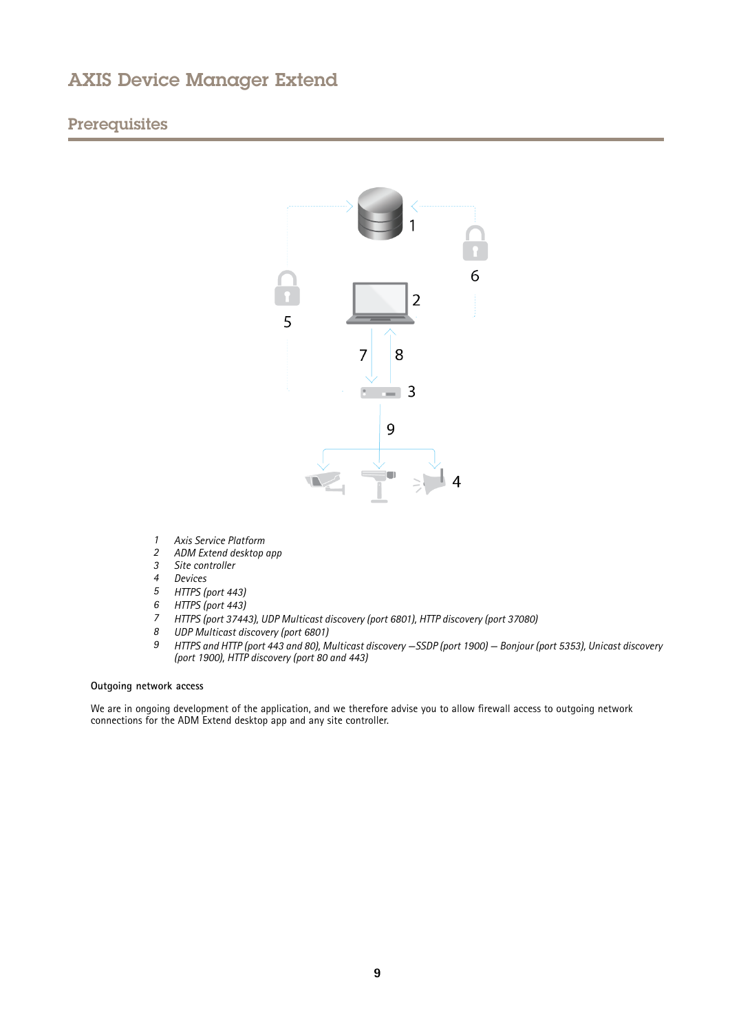## Prerequisites

1. Axis Service Platform
2. ADM Extend desktop app
3. Site controller
4. Devices
5. HTTPS (port 443)
6. HTTPS (port 443)
7. HTTPS (port 37443), UDP Multicast discovery (port 6801), HTTP discovery (port 37080)
8. UDP Multicast discovery (port 6801)
9. HTTPS and HTTP (port 443 and 80), Multicast discovery –SSDP (port 1900) – Bonjour (port 5353), Unicast discovery (port 1900), HTTP discovery (port 80 and 443)

**Outgoing network access**

We are in ongoing development of the application, and we therefore advise you to allow firewall access to outgoing network connections for the ADM Extend desktop app and any site controller.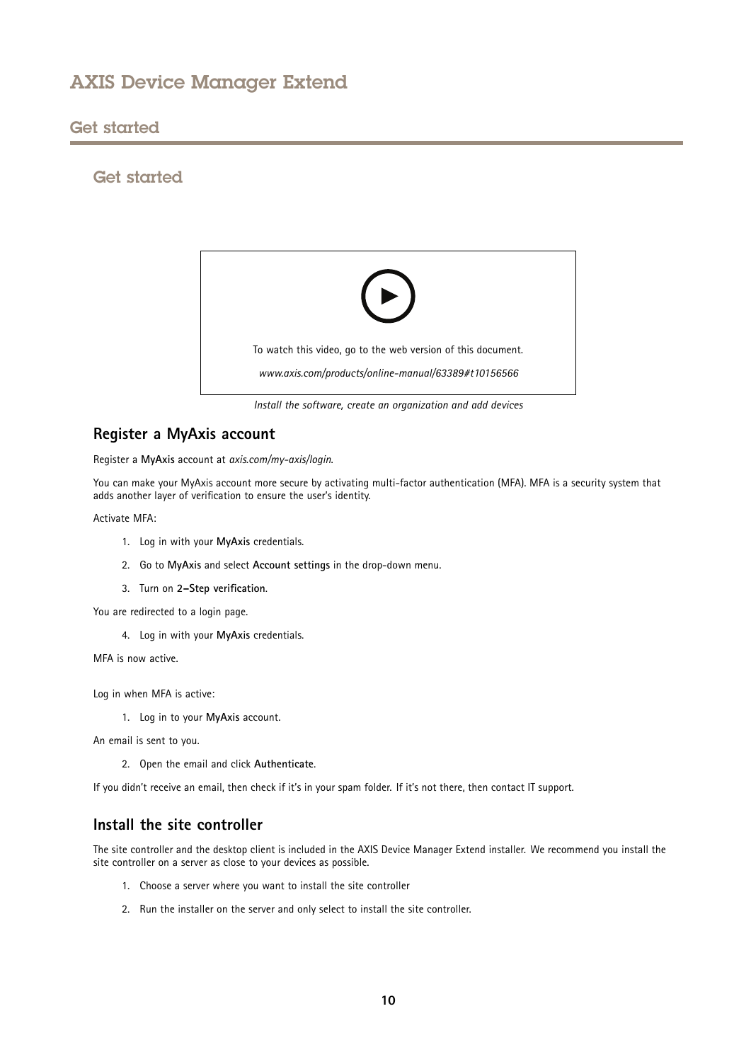# Get started

## Get started

To watch this video, go to the web version of this document.

*www.axis.com/products/online-manual/63389#t10156566*

*Install the software, create an organization and add devices*

### Register a MyAxis account

Register a **MyAxis** account at *axis.com/my-axis/login*.

You can make your MyAxis account more secure by activating multi-factor authentication (MFA). MFA is a security system that adds another layer of verification to ensure the user's identity.

Activate MFA:

1. Log in with your **MyAxis** credentials.
2. Go to **MyAxis** and select **Account settings** in the drop-down menu.
3. Turn on **2–Step verification**.

You are redirected to a login page.

4. Log in with your **MyAxis** credentials.

MFA is now active.

Log in when MFA is active:

1. Log in to your **MyAxis** account.

An email is sent to you.

2. Open the email and click **Authenticate**.

If you didn't receive an email, then check if it's in your spam folder. If it's not there, then contact IT support.

### Install the site controller

The site controller and the desktop client is included in the AXIS Device Manager Extend installer. We recommend you install the site controller on a server as close to your devices as possible.

1. Choose a server where you want to install the site controller
2. Run the installer on the server and only select to install the site controller.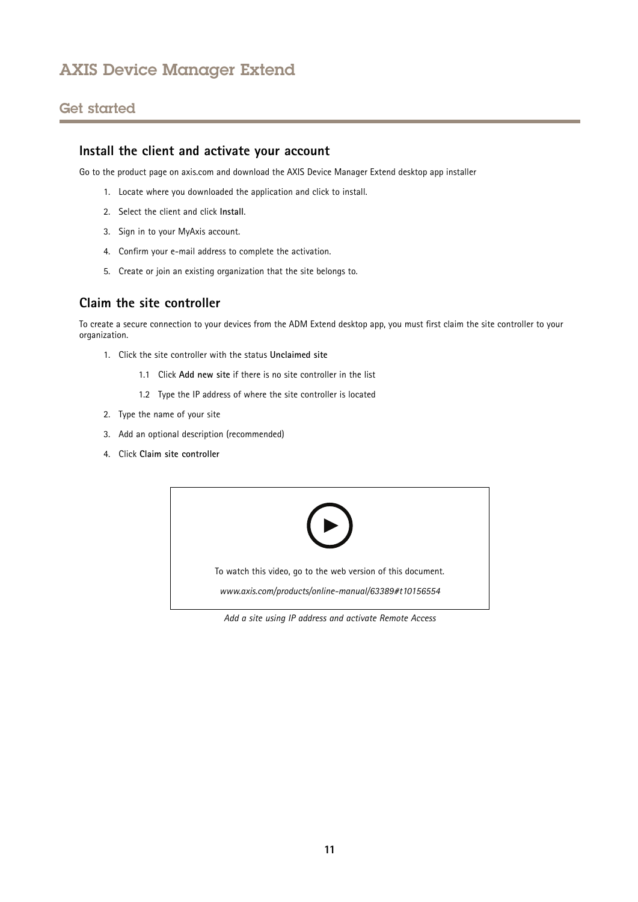# AXIS Device Manager Extend

## Get started

### Install the client and activate your account

Go to the product page on axis.com and download the AXIS Device Manager Extend desktop app installer

1. Locate where you downloaded the application and click to install.
2. Select the client and click **Install**.
3. Sign in to your MyAxis account.
4. Confirm your e-mail address to complete the activation.
5. Create or join an existing organization that the site belongs to.

### Claim the site controller

To create a secure connection to your devices from the ADM Extend desktop app, you must first claim the site controller to your organization.

1. Click the site controller with the status **Unclaimed site**
   - 1.1 Click **Add new site** if there is no site controller in the list
   - 1.2 Type the IP address of where the site controller is located
2. Type the name of your site
3. Add an optional description (recommended)
4. Click **Claim site controller**

To watch this video, go to the web version of this document.

*www.axis.com/products/online-manual/63389#t10156554*

*Add a site using IP address and activate Remote Access*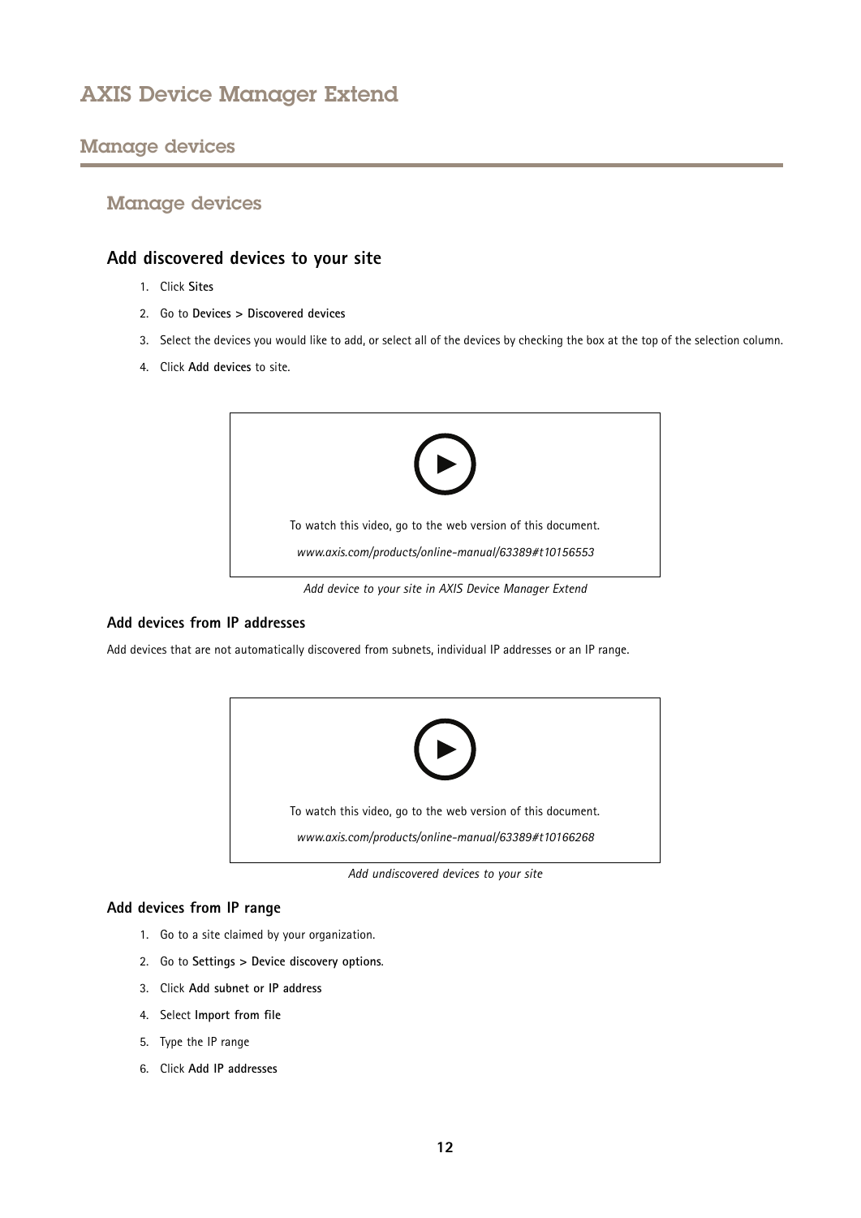# AXIS Device Manager Extend

## Manage devices

### Manage devices

#### Add discovered devices to your site

1. Click **Sites**
2. Go to **Devices > Discovered devices**
3. Select the devices you would like to add, or select all of the devices by checking the box at the top of the selection column.
4. Click **Add devices** to site.

To watch this video, go to the web version of this document.

*www.axis.com/products/online-manual/63389#t10156553*

*Add device to your site in AXIS Device Manager Extend*

#### Add devices from IP addresses

Add devices that are not automatically discovered from subnets, individual IP addresses or an IP range.

To watch this video, go to the web version of this document.

*www.axis.com/products/online-manual/63389#t10166268*

*Add undiscovered devices to your site*

#### Add devices from IP range

1. Go to a site claimed by your organization.
2. Go to **Settings > Device discovery options**.
3. Click **Add subnet or IP address**
4. Select **Import from file**
5. Type the IP range
6. Click **Add IP addresses**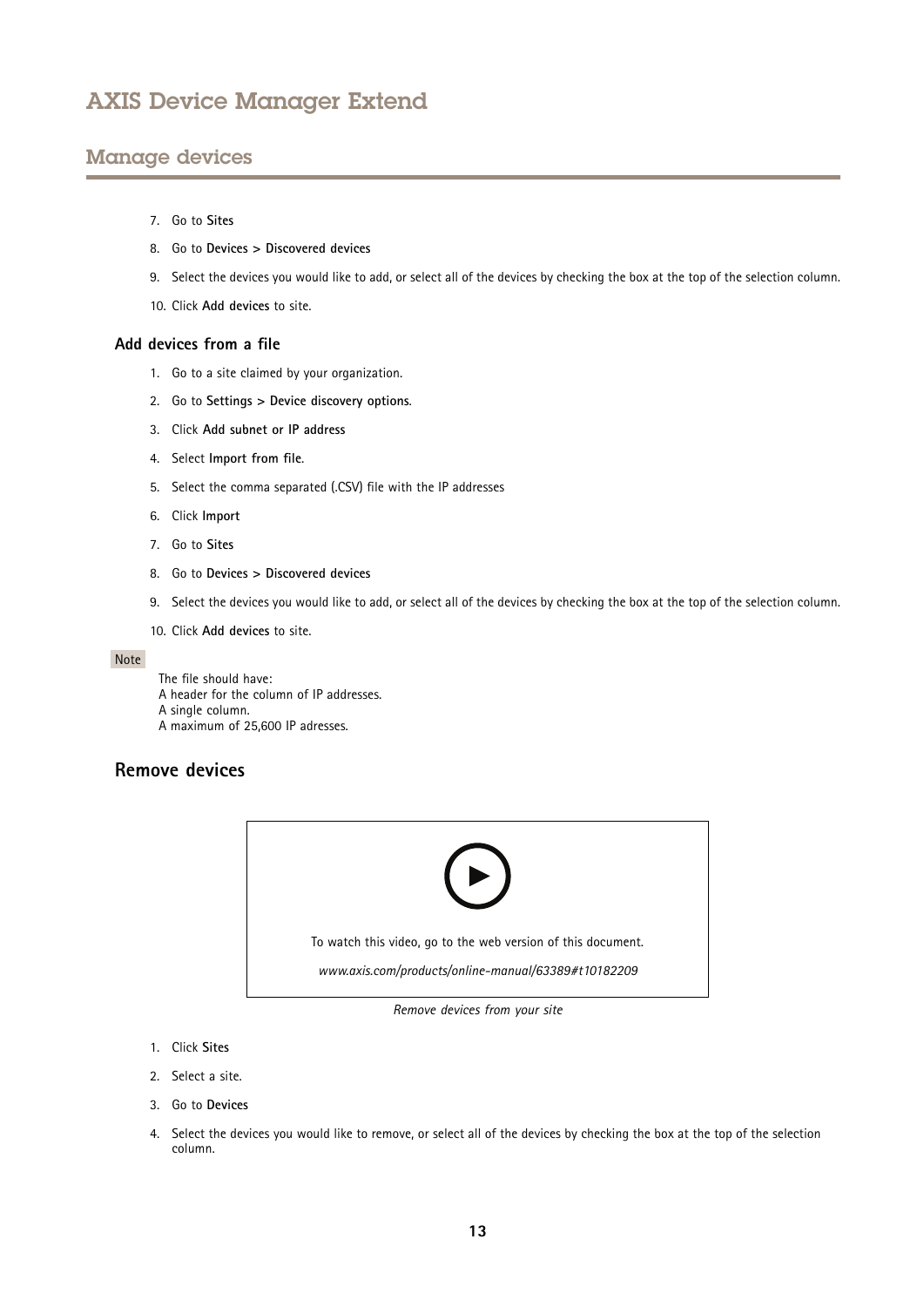7. Go to **Sites**
8. Go to **Devices > Discovered devices**
9. Select the devices you would like to add, or select all of the devices by checking the box at the top of the selection column.
10. Click **Add devices** to site.

### Add devices from a file

1. Go to a site claimed by your organization.
2. Go to **Settings > Device discovery options**.
3. Click **Add subnet or IP address**
4. Select **Import from file**.
5. Select the comma separated (.CSV) file with the IP addresses
6. Click **Import**
7. Go to **Sites**
8. Go to **Devices > Discovered devices**
9. Select the devices you would like to add, or select all of the devices by checking the box at the top of the selection column.
10. Click **Add devices** to site.

Note

The file should have:
A header for the column of IP addresses.
A single column.
A maximum of 25,600 IP adresses.

## Remove devices

To watch this video, go to the web version of this document.

*www.axis.com/products/online-manual/63389#t10182209*

*Remove devices from your site*

1. Click **Sites**
2. Select a site.
3. Go to **Devices**
4. Select the devices you would like to remove, or select all of the devices by checking the box at the top of the selection column.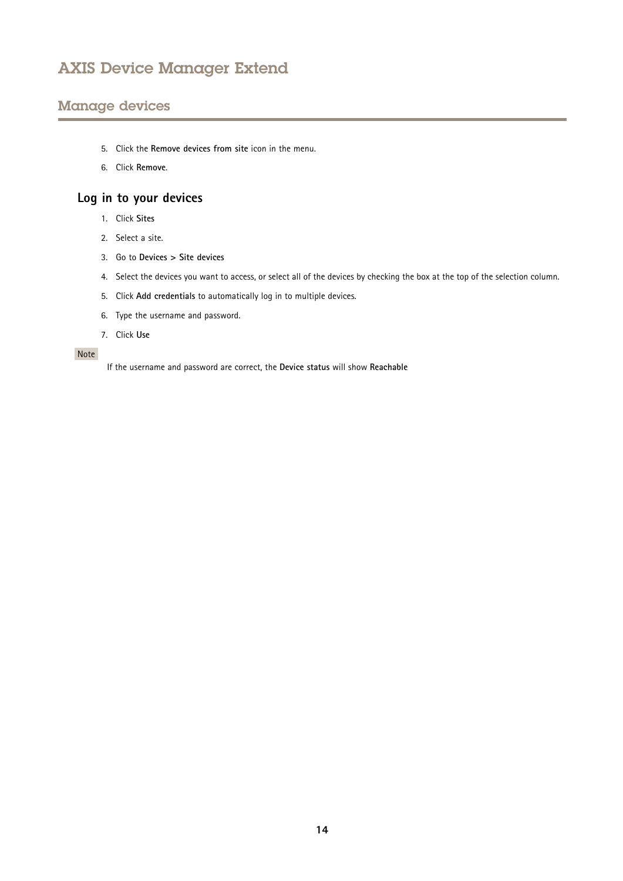5. Click the **Remove devices from site** icon in the menu.
6. Click **Remove**.

### Log in to your devices

1. Click **Sites**
2. Select a site.
3. Go to **Devices > Site devices**
4. Select the devices you want to access, or select all of the devices by checking the box at the top of the selection column.
5. Click **Add credentials** to automatically log in to multiple devices.
6. Type the username and password.
7. Click **Use**

Note

If the username and password are correct, the **Device status** will show **Reachable**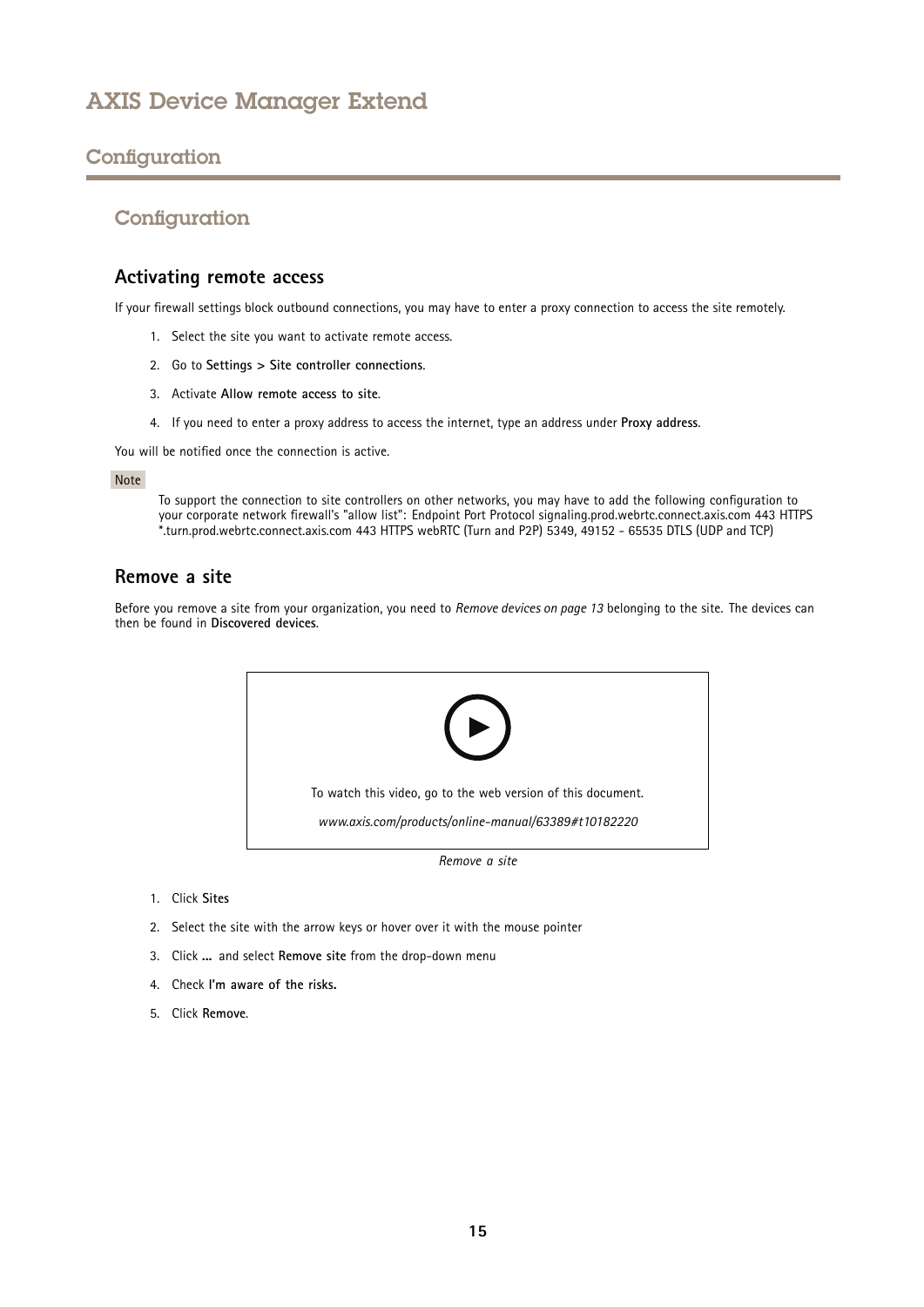## Configuration

### Activating remote access

If your firewall settings block outbound connections, you may have to enter a proxy connection to access the site remotely.

1. Select the site you want to activate remote access.
2. Go to **Settings > Site controller connections**.
3. Activate **Allow remote access to site**.
4. If you need to enter a proxy address to access the internet, type an address under **Proxy address**.

You will be notified once the connection is active.

Note

To support the connection to site controllers on other networks, you may have to add the following configuration to your corporate network firewall's "allow list": Endpoint Port Protocol signaling.prod.webrtc.connect.axis.com 443 HTTPS *.turn.prod.webrtc.connect.axis.com 443 HTTPS webRTC (Turn and P2P) 5349, 49152 - 65535 DTLS (UDP and TCP)

### Remove a site

Before you remove a site from your organization, you need to *Remove devices on page 13* belonging to the site. The devices can then be found in **Discovered devices**.

To watch this video, go to the web version of this document.

*www.axis.com/products/online-manual/63389#t10182220*

*Remove a site*

1. Click **Sites**
2. Select the site with the arrow keys or hover over it with the mouse pointer
3. Click **...** and select **Remove site** from the drop-down menu
4. Check **I'm aware of the risks.**
5. Click **Remove**.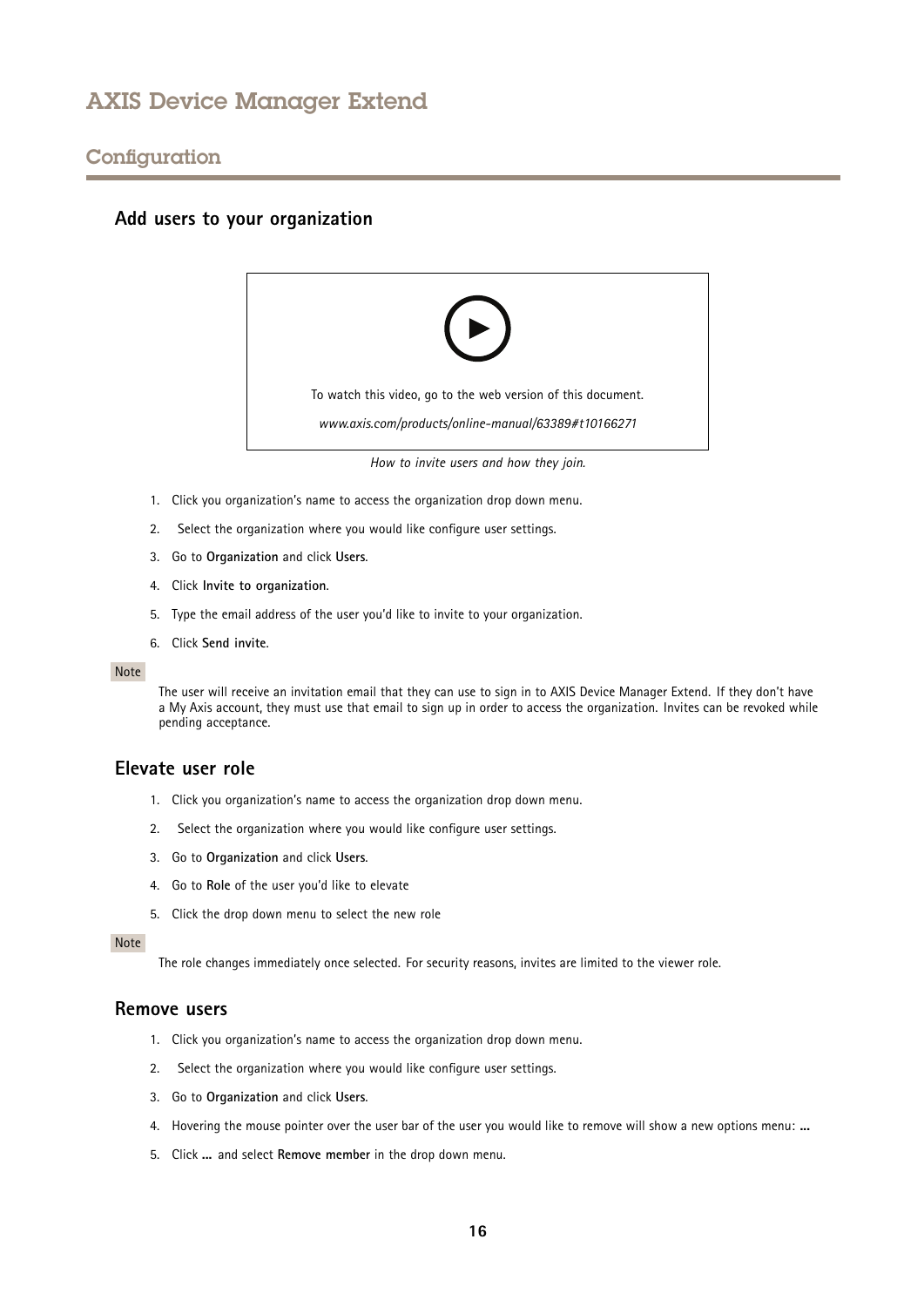## Add users to your organization

To watch this video, go to the web version of this document.

*www.axis.com/products/online-manual/63389#t10166271*

*How to invite users and how they join.*

1. Click you organization's name to access the organization drop down menu.
2. Select the organization where you would like configure user settings.
3. Go to **Organization** and click **Users**.
4. Click **Invite to organization**.
5. Type the email address of the user you'd like to invite to your organization.
6. Click **Send invite**.

Note

The user will receive an invitation email that they can use to sign in to AXIS Device Manager Extend. If they don't have a My Axis account, they must use that email to sign up in order to access the organization. Invites can be revoked while pending acceptance.

## Elevate user role

1. Click you organization's name to access the organization drop down menu.
2. Select the organization where you would like configure user settings.
3. Go to **Organization** and click **Users**.
4. Go to **Role** of the user you'd like to elevate
5. Click the drop down menu to select the new role

Note

The role changes immediately once selected. For security reasons, invites are limited to the viewer role.

## Remove users

1. Click you organization's name to access the organization drop down menu.
2. Select the organization where you would like configure user settings.
3. Go to **Organization** and click **Users**.
4. Hovering the mouse pointer over the user bar of the user you would like to remove will show a new options menu: **...**
5. Click **...** and select **Remove member** in the drop down menu.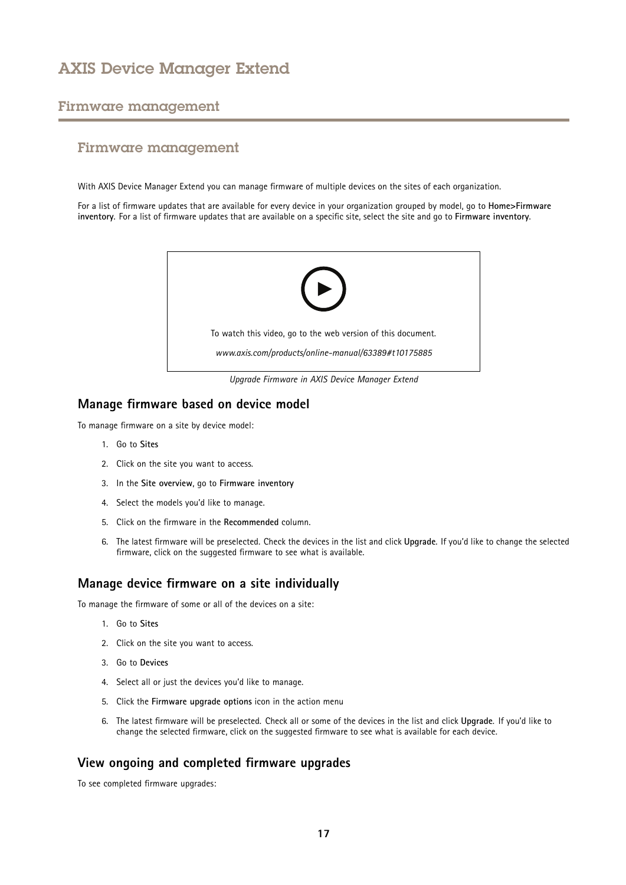# Firmware management

## Firmware management

With AXIS Device Manager Extend you can manage firmware of multiple devices on the sites of each organization.

For a list of firmware updates that are available for every device in your organization grouped by model, go to **Home>Firmware inventory**. For a list of firmware updates that are available on a specific site, select the site and go to **Firmware inventory**.

To watch this video, go to the web version of this document.

*www.axis.com/products/online-manual/63389#t10175885*

*Upgrade Firmware in AXIS Device Manager Extend*

### Manage firmware based on device model

To manage firmware on a site by device model:

1. Go to **Sites**
2. Click on the site you want to access.
3. In the **Site overview**, go to **Firmware inventory**
4. Select the models you'd like to manage.
5. Click on the firmware in the **Recommended** column.
6. The latest firmware will be preselected. Check the devices in the list and click **Upgrade**. If you'd like to change the selected firmware, click on the suggested firmware to see what is available.

### Manage device firmware on a site individually

To manage the firmware of some or all of the devices on a site:

1. Go to **Sites**
2. Click on the site you want to access.
3. Go to **Devices**
4. Select all or just the devices you'd like to manage.
5. Click the **Firmware upgrade options** icon in the action menu
6. The latest firmware will be preselected. Check all or some of the devices in the list and click **Upgrade**. If you'd like to change the selected firmware, click on the suggested firmware to see what is available for each device.

### View ongoing and completed firmware upgrades

To see completed firmware upgrades: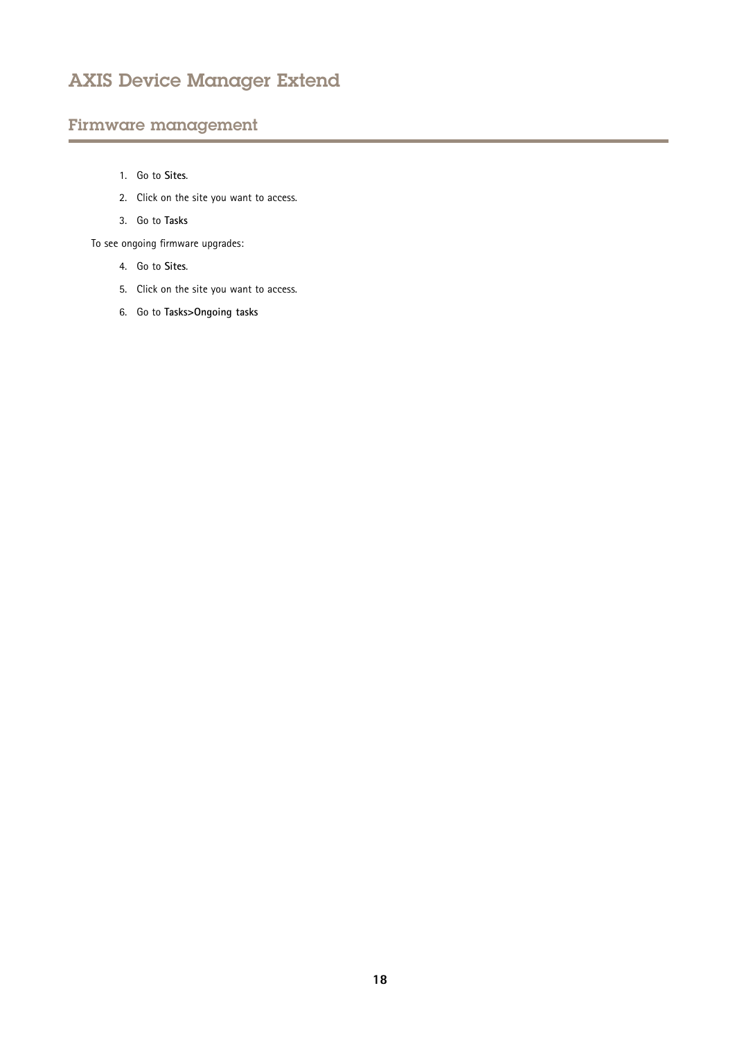## Firmware management

1. Go to **Sites**.
2. Click on the site you want to access.
3. Go to **Tasks**

To see ongoing firmware upgrades:

4. Go to **Sites**.
5. Click on the site you want to access.
6. Go to **Tasks>Ongoing tasks**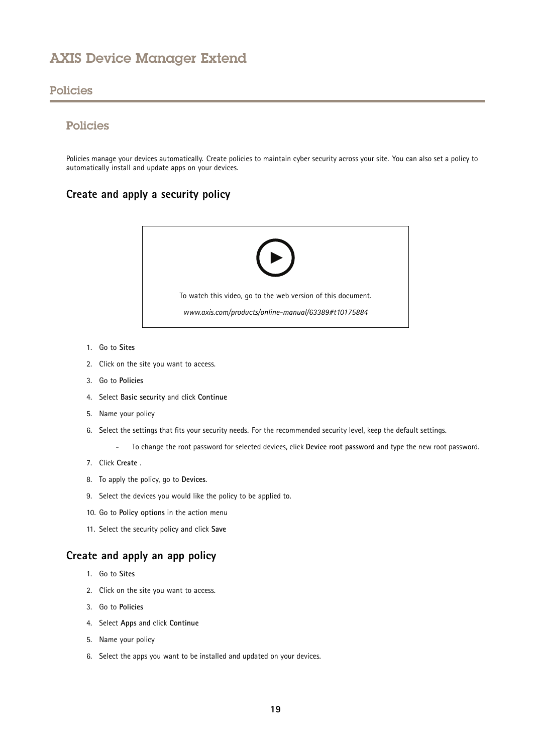## Policies

### Policies

Policies manage your devices automatically. Create policies to maintain cyber security across your site. You can also set a policy to automatically install and update apps on your devices.

#### Create and apply a security policy

To watch this video, go to the web version of this document.

*www.axis.com/products/online-manual/63389#t10175884*

1. Go to **Sites**
2. Click on the site you want to access.
3. Go to **Policies**
4. Select **Basic security** and click **Continue**
5. Name your policy
6. Select the settings that fits your security needs. For the recommended security level, keep the default settings.
   - To change the root password for selected devices, click **Device root password** and type the new root password.
7. Click **Create** .
8. To apply the policy, go to **Devices**.
9. Select the devices you would like the policy to be applied to.
10. Go to **Policy options** in the action menu
11. Select the security policy and click **Save**

#### Create and apply an app policy

1. Go to **Sites**
2. Click on the site you want to access.
3. Go to **Policies**
4. Select **Apps** and click **Continue**
5. Name your policy
6. Select the apps you want to be installed and updated on your devices.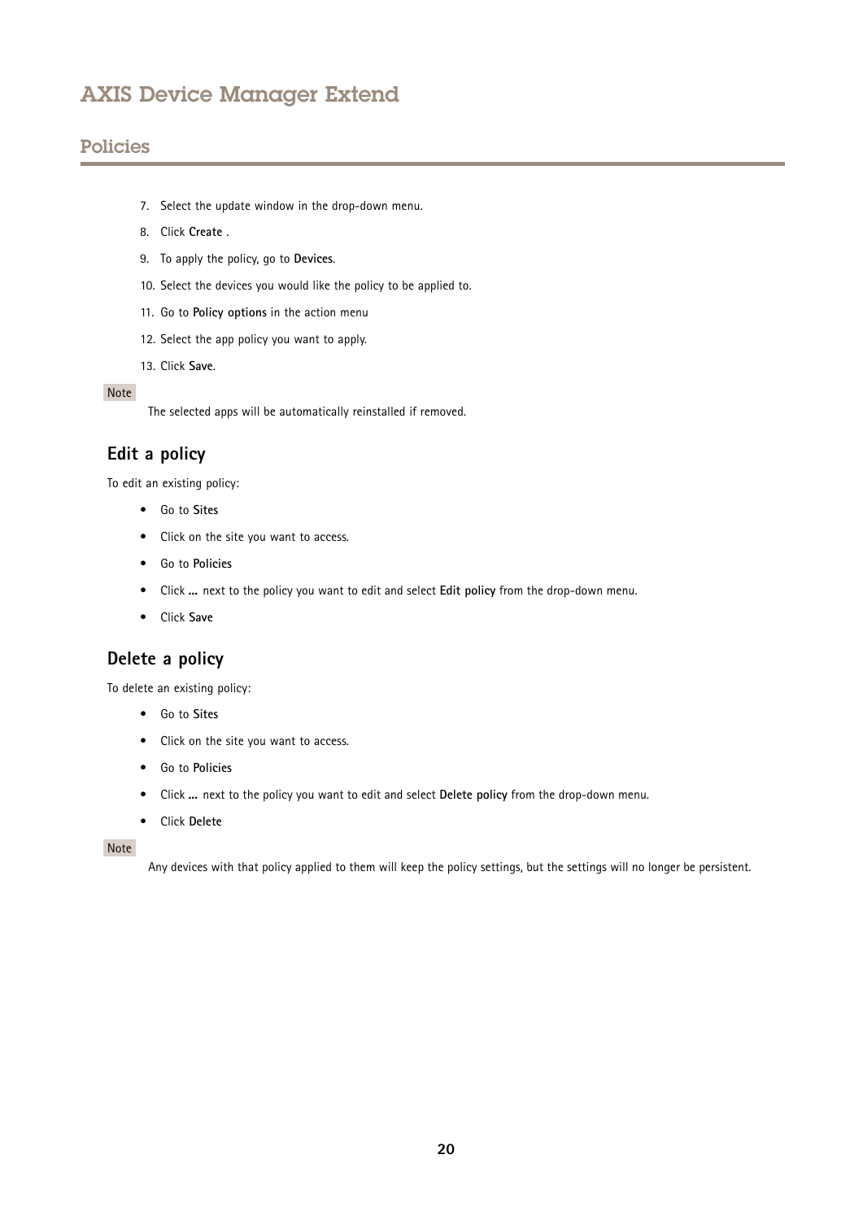7. Select the update window in the drop-down menu.
8. Click **Create** .
9. To apply the policy, go to **Devices**.
10. Select the devices you would like the policy to be applied to.
11. Go to **Policy options** in the action menu
12. Select the app policy you want to apply.
13. Click **Save**.

Note

The selected apps will be automatically reinstalled if removed.

## Edit a policy

To edit an existing policy:

- Go to **Sites**
- Click on the site you want to access.
- Go to **Policies**
- Click **...** next to the policy you want to edit and select **Edit policy** from the drop-down menu.
- Click **Save**

## Delete a policy

To delete an existing policy:

- Go to **Sites**
- Click on the site you want to access.
- Go to **Policies**
- Click **...** next to the policy you want to edit and select **Delete policy** from the drop-down menu.
- Click **Delete**

Note

Any devices with that policy applied to them will keep the policy settings, but the settings will no longer be persistent.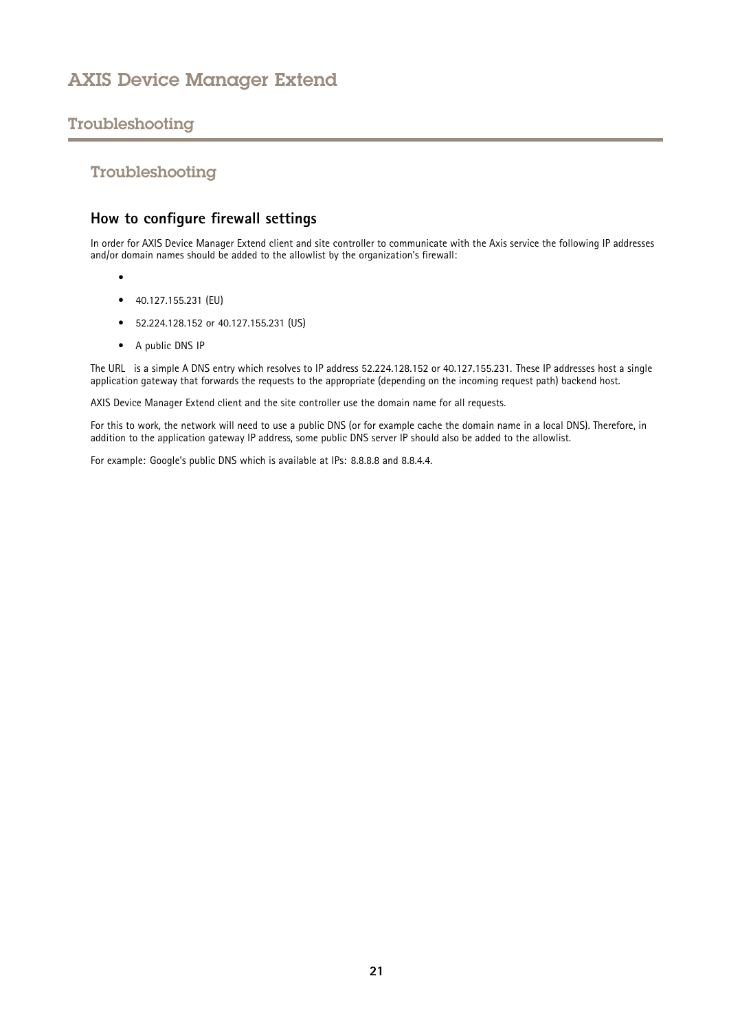# AXIS Device Manager Extend

## Troubleshooting

### Troubleshooting

#### How to configure firewall settings

In order for AXIS Device Manager Extend client and site controller to communicate with the Axis service the following IP addresses and/or domain names should be added to the allowlist by the organization's firewall:

- 
- 40.127.155.231 (EU)
- 52.224.128.152 or 40.127.155.231 (US)
- A public DNS IP

The URL  is a simple A DNS entry which resolves to IP address 52.224.128.152 or 40.127.155.231. These IP addresses host a single application gateway that forwards the requests to the appropriate (depending on the incoming request path) backend host.

AXIS Device Manager Extend client and the site controller use the domain name for all requests.

For this to work, the network will need to use a public DNS (or for example cache the domain name in a local DNS). Therefore, in addition to the application gateway IP address, some public DNS server IP should also be added to the allowlist.

For example: Google's public DNS which is available at IPs: 8.8.8.8 and 8.8.4.4.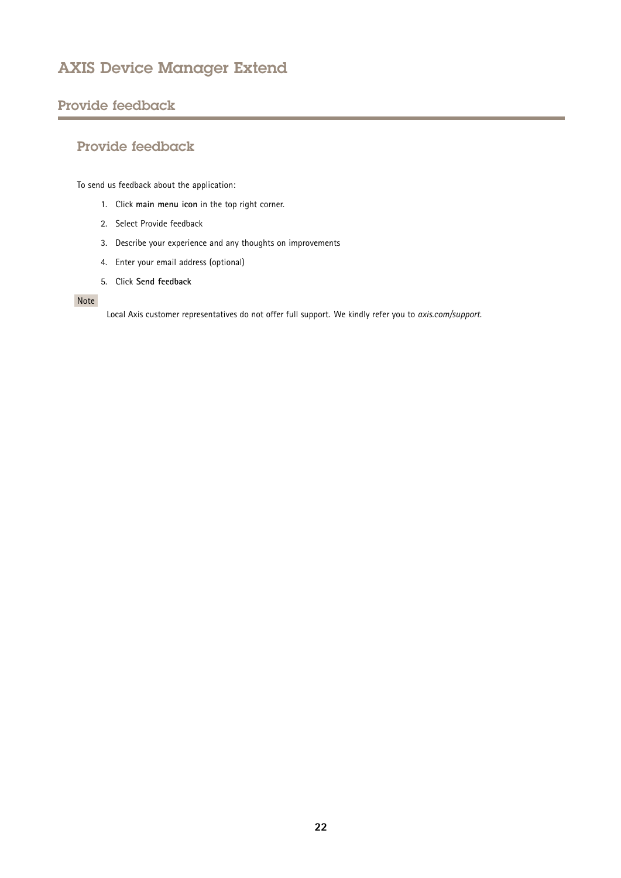## Provide feedback

### Provide feedback

To send us feedback about the application:

1. Click **main menu icon** in the top right corner.
2. Select Provide feedback
3. Describe your experience and any thoughts on improvements
4. Enter your email address (optional)
5. Click **Send feedback**

Note

Local Axis customer representatives do not offer full support. We kindly refer you to *axis.com/support*.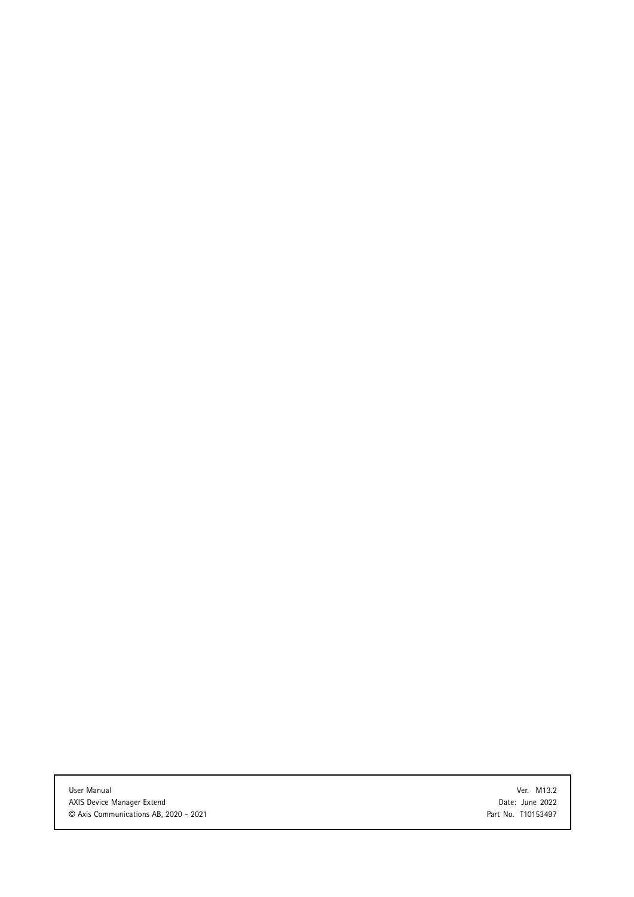User Manual
AXIS Device Manager Extend
© Axis Communications AB, 2020 - 2021

Ver. M13.2
Date: June 2022
Part No. T10153497